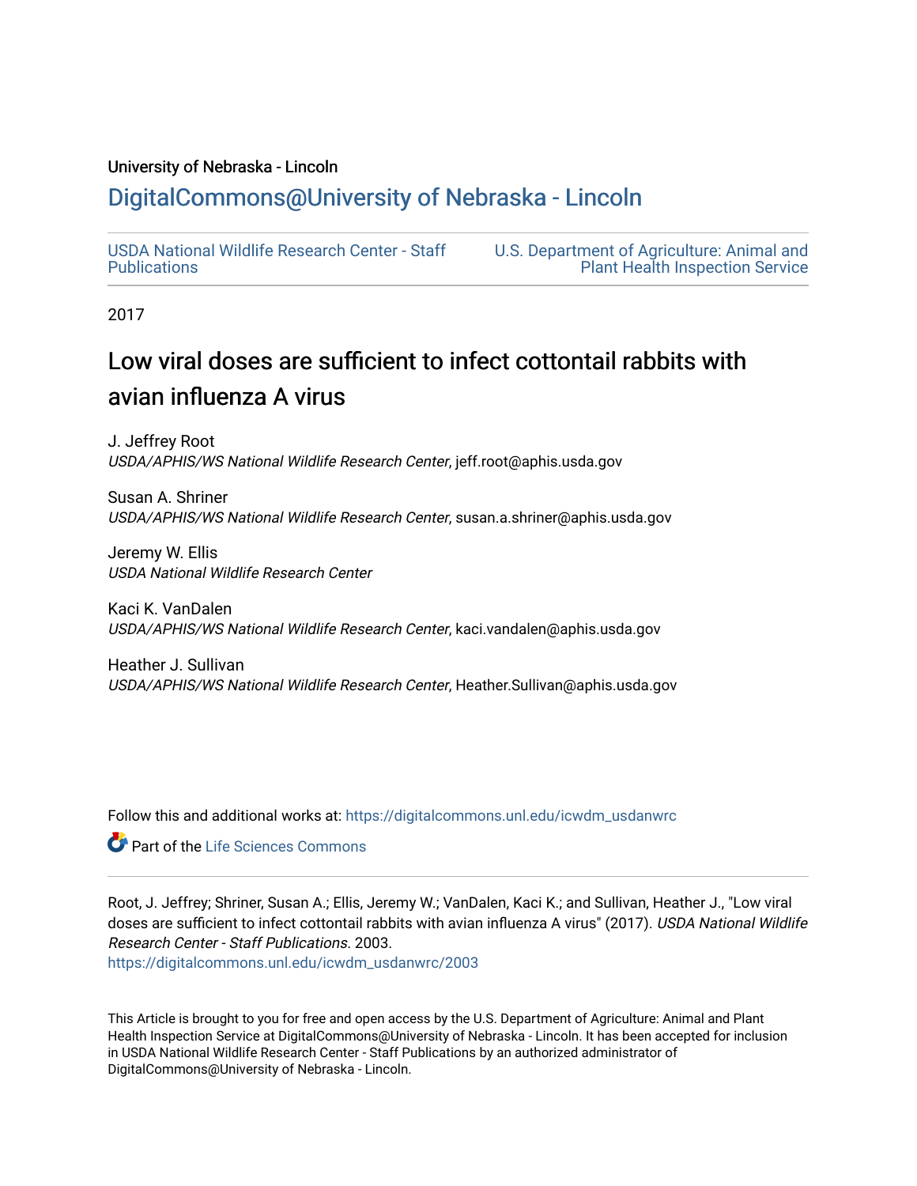University of Nebraska - Lincoln

## DigitalCommons@University of Nebraska - Lincoln

USDA National Wildlife Research Center - Staff Publications

U.S. Department of Agriculture: Animal and Plant Health Inspection Service

2017

# Low viral doses are sufficient to infect cottontail rabbits with avian influenza A virus

J. Jeffrey Root
*USDA/APHIS/WS National Wildlife Research Center*, jeff.root@aphis.usda.gov

Susan A. Shriner
*USDA/APHIS/WS National Wildlife Research Center*, susan.a.shriner@aphis.usda.gov

Jeremy W. Ellis
*USDA National Wildlife Research Center*

Kaci K. VanDalen
*USDA/APHIS/WS National Wildlife Research Center*, kaci.vandalen@aphis.usda.gov

Heather J. Sullivan
*USDA/APHIS/WS National Wildlife Research Center*, Heather.Sullivan@aphis.usda.gov

Follow this and additional works at: https://digitalcommons.unl.edu/icwdm_usdanwrc

Part of the Life Sciences Commons

Root, J. Jeffrey; Shriner, Susan A.; Ellis, Jeremy W.; VanDalen, Kaci K.; and Sullivan, Heather J., "Low viral doses are sufficient to infect cottontail rabbits with avian influenza A virus" (2017). *USDA National Wildlife Research Center - Staff Publications*. 2003.
https://digitalcommons.unl.edu/icwdm_usdanwrc/2003

This Article is brought to you for free and open access by the U.S. Department of Agriculture: Animal and Plant Health Inspection Service at DigitalCommons@University of Nebraska - Lincoln. It has been accepted for inclusion in USDA National Wildlife Research Center - Staff Publications by an authorized administrator of DigitalCommons@University of Nebraska - Lincoln.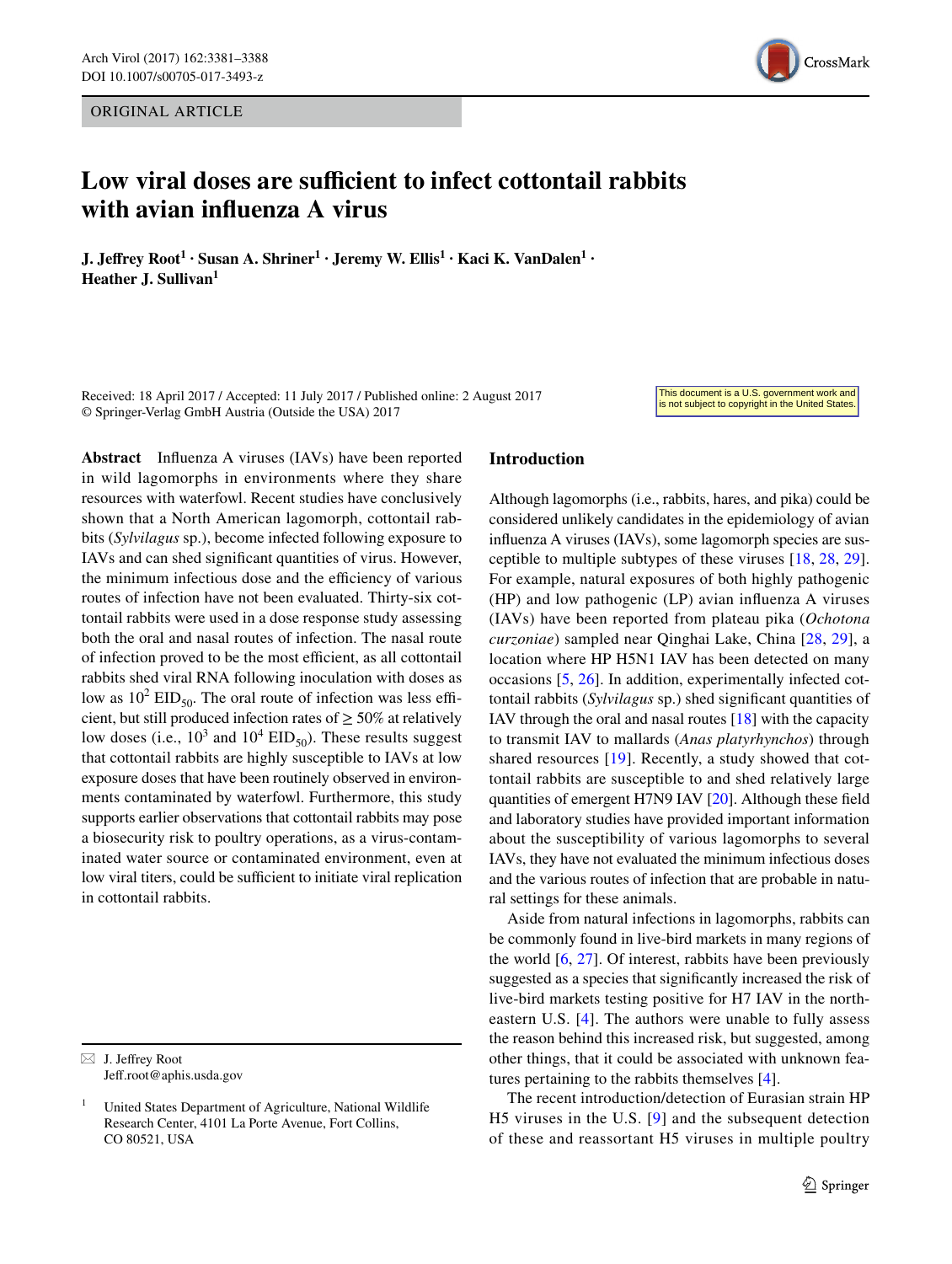ORIGINAL ARTICLE

# Low viral doses are sufficient to infect cottontail rabbits with avian influenza A virus

**J. Jeffrey Root[1] · Susan A. Shriner[1] · Jeremy W. Ellis[1] · Kaci K. VanDalen[1] · Heather J. Sullivan[1]**

Received: 18 April 2017 / Accepted: 11 July 2017 / Published online: 2 August 2017
© Springer-Verlag GmbH Austria (Outside the USA) 2017

This document is a U.S. government work and is not subject to copyright in the United States.

**Abstract** Influenza A viruses (IAVs) have been reported in wild lagomorphs in environments where they share resources with waterfowl. Recent studies have conclusively shown that a North American lagomorph, cottontail rabbits (*Sylvilagus* sp.), become infected following exposure to IAVs and can shed significant quantities of virus. However, the minimum infectious dose and the efficiency of various routes of infection have not been evaluated. Thirty-six cottontail rabbits were used in a dose response study assessing both the oral and nasal routes of infection. The nasal route of infection proved to be the most efficient, as all cottontail rabbits shed viral RNA following inoculation with doses as low as $10^2$ $EID_{50}$. The oral route of infection was less efficient, but still produced infection rates of $\geq 50\%$ at relatively low doses (i.e., $10^3$ and $10^4$ $EID_{50}$). These results suggest that cottontail rabbits are highly susceptible to IAVs at low exposure doses that have been routinely observed in environments contaminated by waterfowl. Furthermore, this study supports earlier observations that cottontail rabbits may pose a biosecurity risk to poultry operations, as a virus-contaminated water source or contaminated environment, even at low viral titers, could be sufficient to initiate viral replication in cottontail rabbits.

✉ J. Jeffrey Root
Jeff.root@aphis.usda.gov

[1] United States Department of Agriculture, National Wildlife Research Center, 4101 La Porte Avenue, Fort Collins, CO 80521, USA

## Introduction

Although lagomorphs (i.e., rabbits, hares, and pika) could be considered unlikely candidates in the epidemiology of avian influenza A viruses (IAVs), some lagomorph species are susceptible to multiple subtypes of these viruses [18, 28, 29]. For example, natural exposures of both highly pathogenic (HP) and low pathogenic (LP) avian influenza A viruses (IAVs) have been reported from plateau pika (*Ochotona curzoniae*) sampled near Qinghai Lake, China [28, 29], a location where HP H5N1 IAV has been detected on many occasions [5, 26]. In addition, experimentally infected cottontail rabbits (*Sylvilagus* sp.) shed significant quantities of IAV through the oral and nasal routes [18] with the capacity to transmit IAV to mallards (*Anas platyrhynchos*) through shared resources [19]. Recently, a study showed that cottontail rabbits are susceptible to and shed relatively large quantities of emergent H7N9 IAV [20]. Although these field and laboratory studies have provided important information about the susceptibility of various lagomorphs to several IAVs, they have not evaluated the minimum infectious doses and the various routes of infection that are probable in natural settings for these animals.

Aside from natural infections in lagomorphs, rabbits can be commonly found in live-bird markets in many regions of the world [6, 27]. Of interest, rabbits have been previously suggested as a species that significantly increased the risk of live-bird markets testing positive for H7 IAV in the northeastern U.S. [4]. The authors were unable to fully assess the reason behind this increased risk, but suggested, among other things, that it could be associated with unknown features pertaining to the rabbits themselves [4].

The recent introduction/detection of Eurasian strain HP H5 viruses in the U.S. [9] and the subsequent detection of these and reassortant H5 viruses in multiple poultry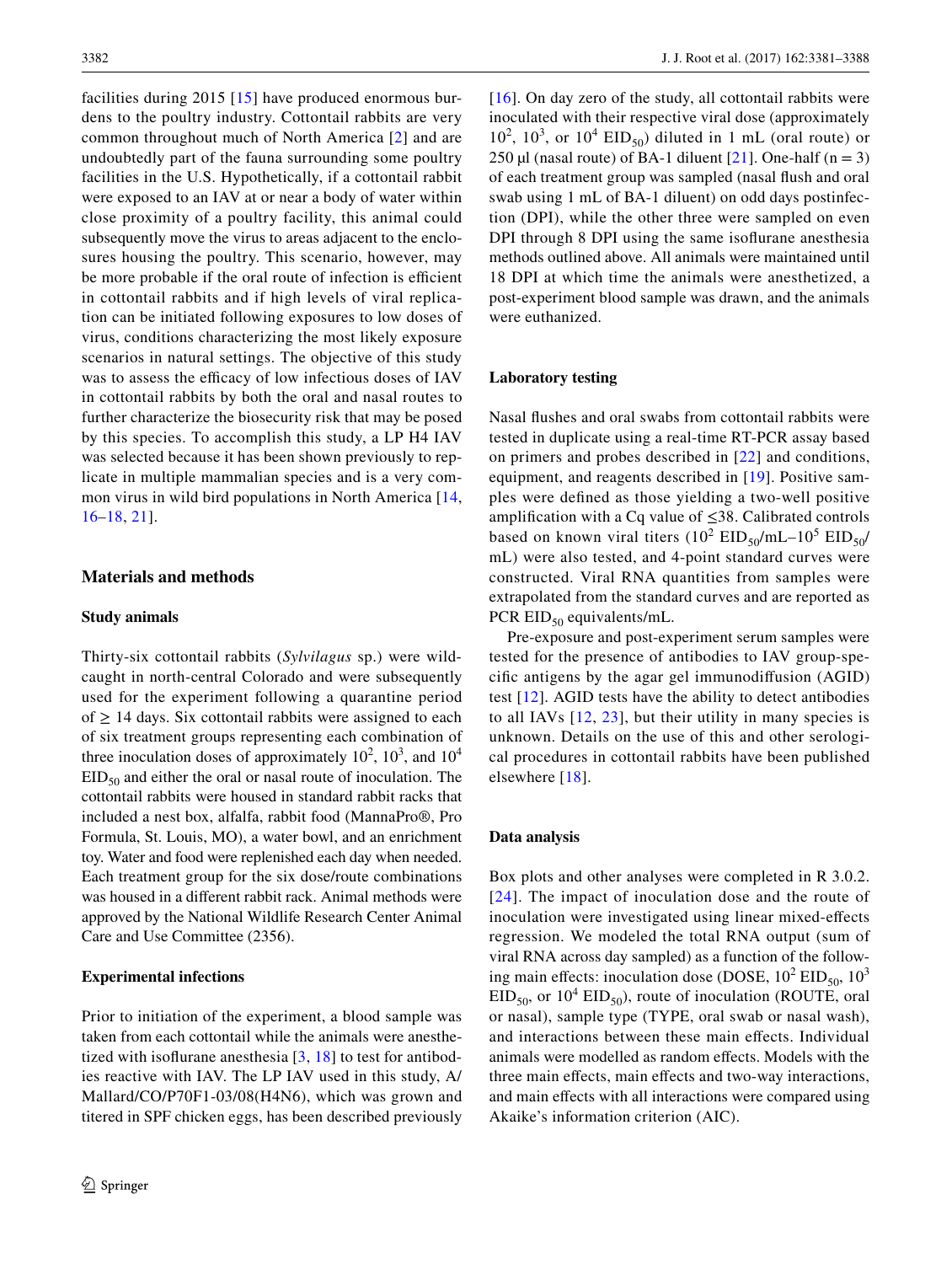facilities during 2015 [15] have produced enormous burdens to the poultry industry. Cottontail rabbits are very common throughout much of North America [2] and are undoubtedly part of the fauna surrounding some poultry facilities in the U.S. Hypothetically, if a cottontail rabbit were exposed to an IAV at or near a body of water within close proximity of a poultry facility, this animal could subsequently move the virus to areas adjacent to the enclosures housing the poultry. This scenario, however, may be more probable if the oral route of infection is efficient in cottontail rabbits and if high levels of viral replication can be initiated following exposures to low doses of virus, conditions characterizing the most likely exposure scenarios in natural settings. The objective of this study was to assess the efficacy of low infectious doses of IAV in cottontail rabbits by both the oral and nasal routes to further characterize the biosecurity risk that may be posed by this species. To accomplish this study, a LP H4 IAV was selected because it has been shown previously to replicate in multiple mammalian species and is a very common virus in wild bird populations in North America [14, 16–18, 21].

## Materials and methods

### Study animals

Thirty-six cottontail rabbits (*Sylvilagus* sp.) were wild-caught in north-central Colorado and were subsequently used for the experiment following a quarantine period of ≥ 14 days. Six cottontail rabbits were assigned to each of six treatment groups representing each combination of three inoculation doses of approximately $10^2$, $10^3$, and $10^4$ $EID_{50}$ and either the oral or nasal route of inoculation. The cottontail rabbits were housed in standard rabbit racks that included a nest box, alfalfa, rabbit food (MannaPro®, Pro Formula, St. Louis, MO), a water bowl, and an enrichment toy. Water and food were replenished each day when needed. Each treatment group for the six dose/route combinations was housed in a different rabbit rack. Animal methods were approved by the National Wildlife Research Center Animal Care and Use Committee (2356).

### Experimental infections

Prior to initiation of the experiment, a blood sample was taken from each cottontail while the animals were anesthetized with isoflurane anesthesia [3, 18] to test for antibodies reactive with IAV. The LP IAV used in this study, A/Mallard/CO/P70F1-03/08(H4N6), which was grown and titered in SPF chicken eggs, has been described previously [16]. On day zero of the study, all cottontail rabbits were inoculated with their respective viral dose (approximately $10^2$, $10^3$, or $10^4$ $EID_{50}$) diluted in 1 mL (oral route) or 250 µl (nasal route) of BA-1 diluent [21]. One-half (n = 3) of each treatment group was sampled (nasal flush and oral swab using 1 mL of BA-1 diluent) on odd days postinfection (DPI), while the other three were sampled on even DPI through 8 DPI using the same isoflurane anesthesia methods outlined above. All animals were maintained until 18 DPI at which time the animals were anesthetized, a post-experiment blood sample was drawn, and the animals were euthanized.

### Laboratory testing

Nasal flushes and oral swabs from cottontail rabbits were tested in duplicate using a real-time RT-PCR assay based on primers and probes described in [22] and conditions, equipment, and reagents described in [19]. Positive samples were defined as those yielding a two-well positive amplification with a Cq value of ≤38. Calibrated controls based on known viral titers ($10^2$ $EID_{50}$/mL–$10^5$ $EID_{50}$/mL) were also tested, and 4-point standard curves were constructed. Viral RNA quantities from samples were extrapolated from the standard curves and are reported as PCR $EID_{50}$ equivalents/mL.

Pre-exposure and post-experiment serum samples were tested for the presence of antibodies to IAV group-specific antigens by the agar gel immunodiffusion (AGID) test [12]. AGID tests have the ability to detect antibodies to all IAVs [12, 23], but their utility in many species is unknown. Details on the use of this and other serological procedures in cottontail rabbits have been published elsewhere [18].

### Data analysis

Box plots and other analyses were completed in R 3.0.2. [24]. The impact of inoculation dose and the route of inoculation were investigated using linear mixed-effects regression. We modeled the total RNA output (sum of viral RNA across day sampled) as a function of the following main effects: inoculation dose (DOSE, $10^2$ $EID_{50}$, $10^3$ $EID_{50}$, or $10^4$ $EID_{50}$), route of inoculation (ROUTE, oral or nasal), sample type (TYPE, oral swab or nasal wash), and interactions between these main effects. Individual animals were modelled as random effects. Models with the three main effects, main effects and two-way interactions, and main effects with all interactions were compared using Akaike's information criterion (AIC).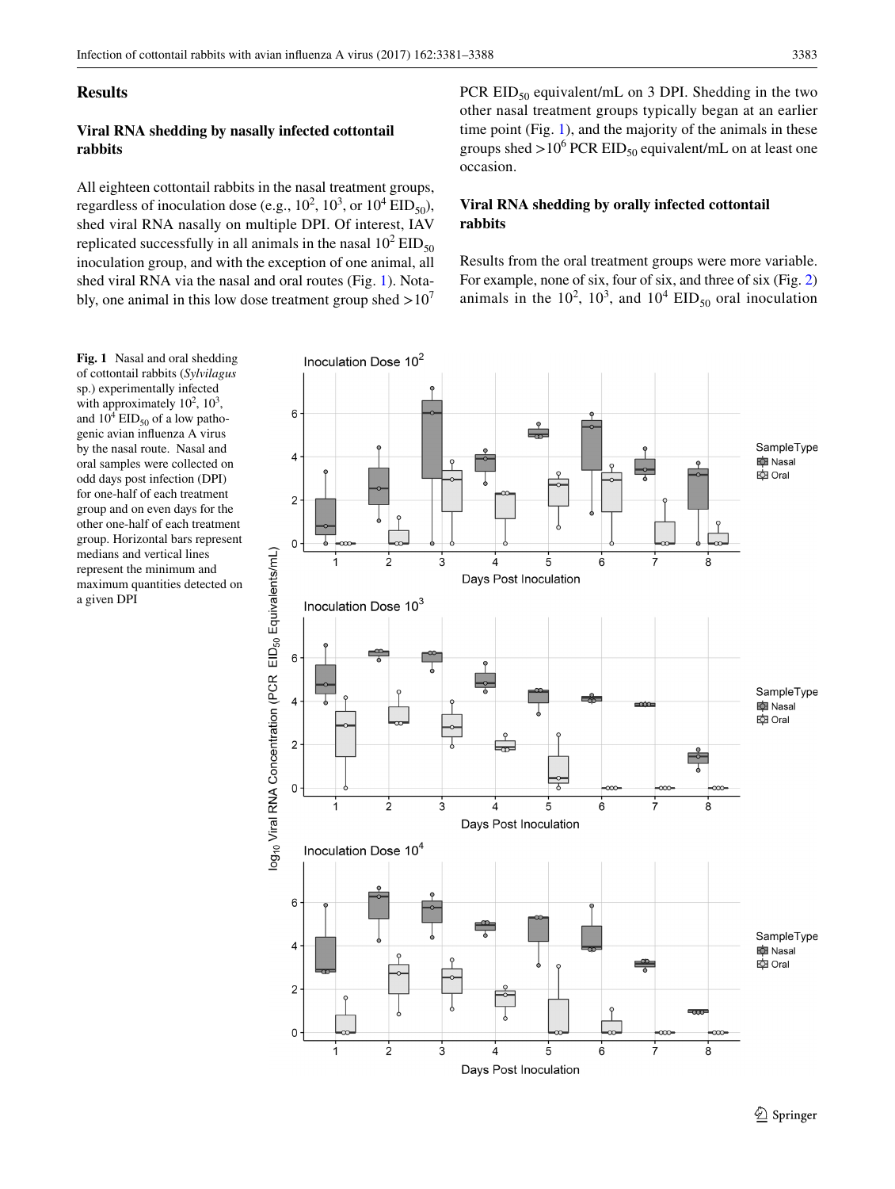## Results

### Viral RNA shedding by nasally infected cottontail rabbits

All eighteen cottontail rabbits in the nasal treatment groups, regardless of inoculation dose (e.g., $10^2$, $10^3$, or $10^4$ $EID_{50}$), shed viral RNA nasally on multiple DPI. Of interest, IAV replicated successfully in all animals in the nasal $10^2$ $EID_{50}$ inoculation group, and with the exception of one animal, all shed viral RNA via the nasal and oral routes (Fig. 1). Notably, one animal in this low dose treatment group shed $>10^7$ PCR $EID_{50}$ equivalent/mL on 3 DPI. Shedding in the two other nasal treatment groups typically began at an earlier time point (Fig. 1), and the majority of the animals in these groups shed $>10^6$ PCR $EID_{50}$ equivalent/mL on at least one occasion.

### Viral RNA shedding by orally infected cottontail rabbits

Results from the oral treatment groups were more variable. For example, none of six, four of six, and three of six (Fig. 2) animals in the $10^2$, $10^3$, and $10^4$ $EID_{50}$ oral inoculation

**Fig. 1** Nasal and oral shedding of cottontail rabbits (*Sylvilagus* sp.) experimentally infected with approximately $10^2$, $10^3$, and $10^4$ $EID_{50}$ of a low pathogenic avian influenza A virus by the nasal route. Nasal and oral samples were collected on odd days post infection (DPI) for one-half of each treatment group and on even days for the other one-half of each treatment group. Horizontal bars represent medians and vertical lines represent the minimum and maximum quantities detected on a given DPI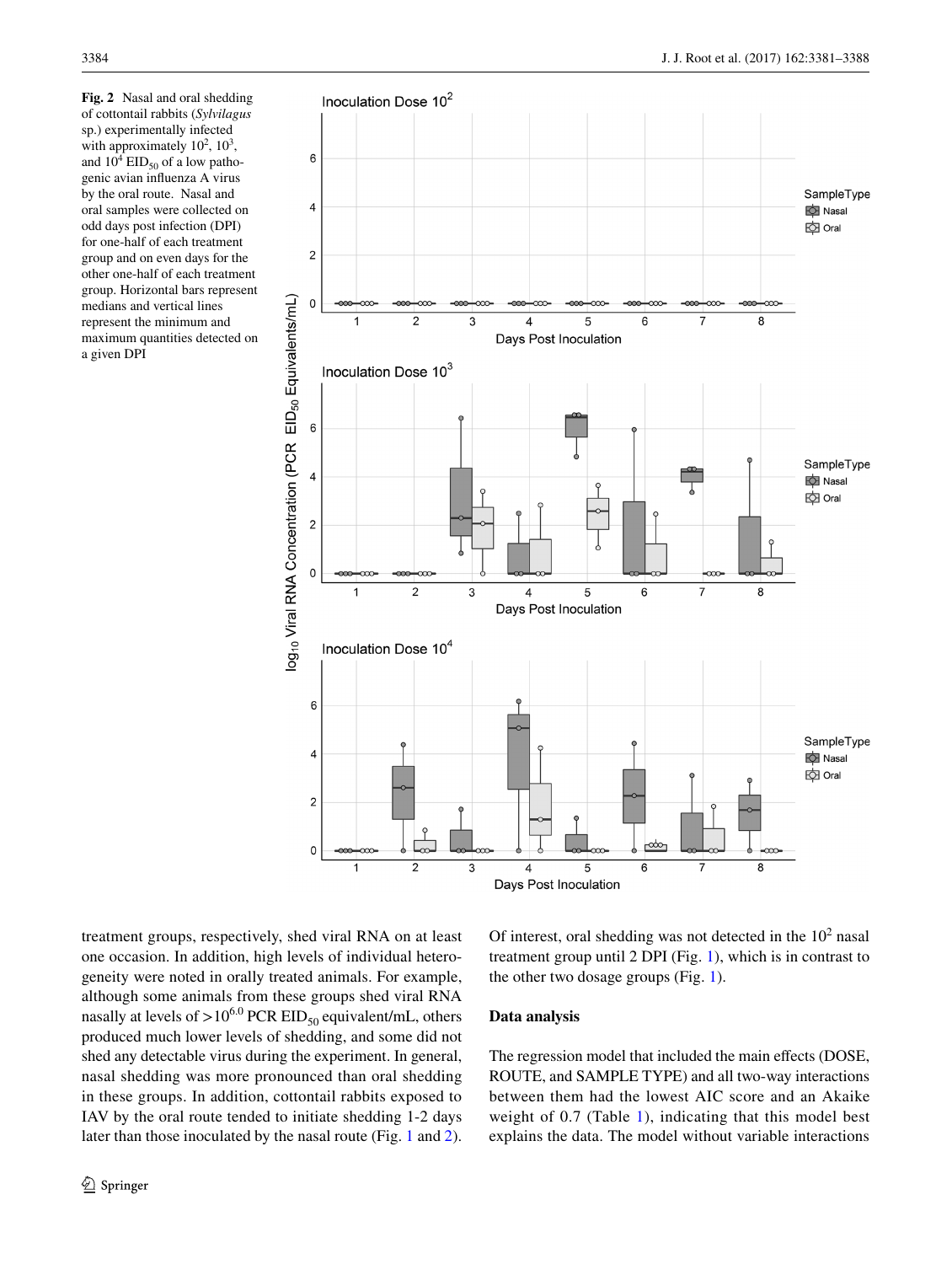**Fig. 2** Nasal and oral shedding of cottontail rabbits (*Sylvilagus* sp.) experimentally infected with approximately $10^2$, $10^3$, and $10^4$ $EID_{50}$ of a low pathogenic avian influenza A virus by the oral route. Nasal and oral samples were collected on odd days post infection (DPI) for one-half of each treatment group and on even days for the other one-half of each treatment group. Horizontal bars represent medians and vertical lines represent the minimum and maximum quantities detected on a given DPI

treatment groups, respectively, shed viral RNA on at least one occasion. In addition, high levels of individual heterogeneity were noted in orally treated animals. For example, although some animals from these groups shed viral RNA nasally at levels of $>10^{6.0}$ PCR $EID_{50}$ equivalent/mL, others produced much lower levels of shedding, and some did not shed any detectable virus during the experiment. In general, nasal shedding was more pronounced than oral shedding in these groups. In addition, cottontail rabbits exposed to IAV by the oral route tended to initiate shedding 1-2 days later than those inoculated by the nasal route (Fig. 1 and 2). Of interest, oral shedding was not detected in the $10^2$ nasal treatment group until 2 DPI (Fig. 1), which is in contrast to the other two dosage groups (Fig. 1).

## Data analysis

The regression model that included the main effects (DOSE, ROUTE, and SAMPLE TYPE) and all two-way interactions between them had the lowest AIC score and an Akaike weight of 0.7 (Table 1), indicating that this model best explains the data. The model without variable interactions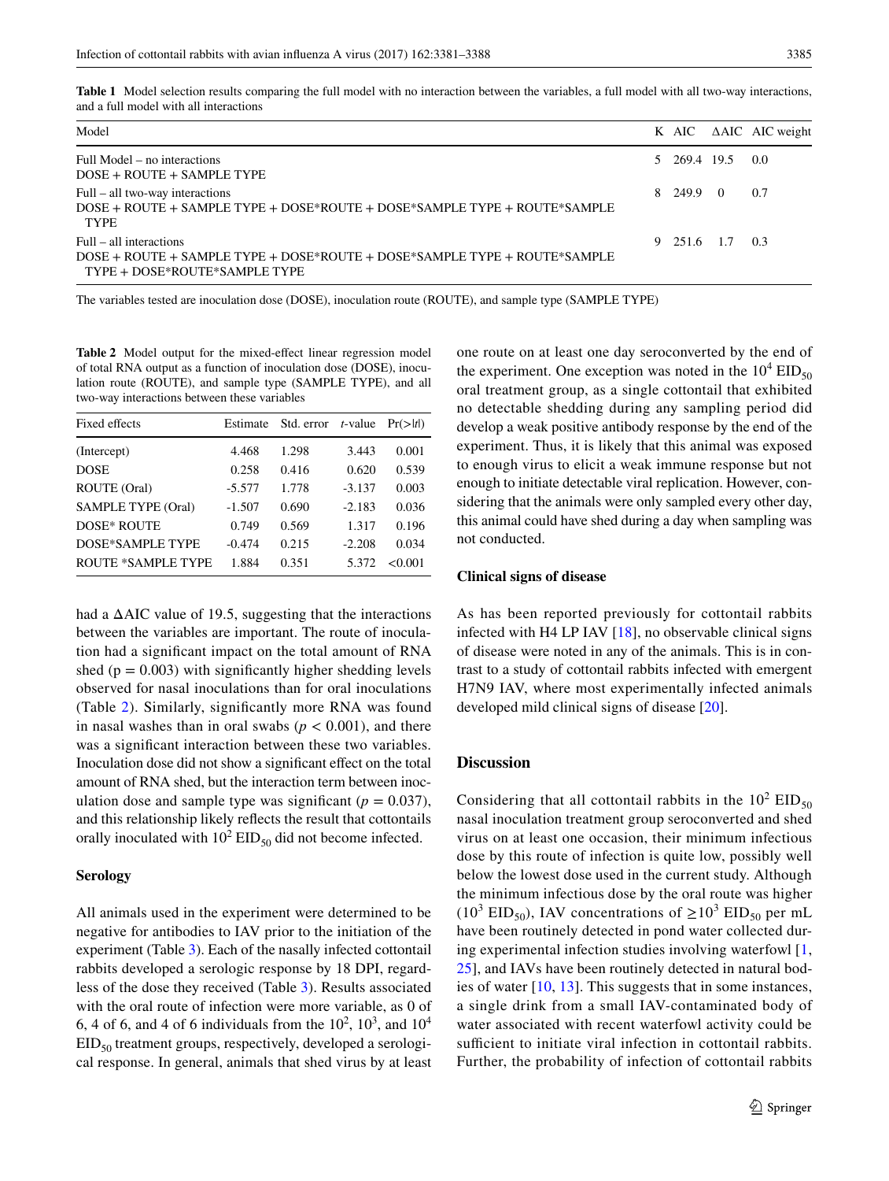**Table 1** Model selection results comparing the full model with no interaction between the variables, a full model with all two-way interactions, and a full model with all interactions

| Model | K | AIC | ΔAIC | AIC weight |
|---|---|---|---|---|
| Full Model – no interactions<br>DOSE + ROUTE + SAMPLE TYPE | 5 | 269.4 | 19.5 | 0.0 |
| Full – all two-way interactions<br>DOSE + ROUTE + SAMPLE TYPE + DOSE*ROUTE + DOSE*SAMPLE TYPE + ROUTE*SAMPLE TYPE | 8 | 249.9 | 0 | 0.7 |
| Full – all interactions<br>DOSE + ROUTE + SAMPLE TYPE + DOSE*ROUTE + DOSE*SAMPLE TYPE + ROUTE*SAMPLE TYPE + DOSE*ROUTE*SAMPLE TYPE | 9 | 251.6 | 1.7 | 0.3 |

The variables tested are inoculation dose (DOSE), inoculation route (ROUTE), and sample type (SAMPLE TYPE)

**Table 2** Model output for the mixed-effect linear regression model of total RNA output as a function of inoculation dose (DOSE), inoculation route (ROUTE), and sample type (SAMPLE TYPE), and all two-way interactions between these variables

| Fixed effects | Estimate | Std. error | *t*-value | Pr(>\|*t*\|) |
|---|---|---|---|---|
| (Intercept) | 4.468 | 1.298 | 3.443 | 0.001 |
| DOSE | 0.258 | 0.416 | 0.620 | 0.539 |
| ROUTE (Oral) | -5.577 | 1.778 | -3.137 | 0.003 |
| SAMPLE TYPE (Oral) | -1.507 | 0.690 | -2.183 | 0.036 |
| DOSE* ROUTE | 0.749 | 0.569 | 1.317 | 0.196 |
| DOSE*SAMPLE TYPE | -0.474 | 0.215 | -2.208 | 0.034 |
| ROUTE *SAMPLE TYPE | 1.884 | 0.351 | 5.372 | <0.001 |

had a ΔAIC value of 19.5, suggesting that the interactions between the variables are important. The route of inoculation had a significant impact on the total amount of RNA shed (p = 0.003) with significantly higher shedding levels observed for nasal inoculations than for oral inoculations (Table 2). Similarly, significantly more RNA was found in nasal washes than in oral swabs ($p < 0.001$), and there was a significant interaction between these two variables. Inoculation dose did not show a significant effect on the total amount of RNA shed, but the interaction term between inoculation dose and sample type was significant ($p = 0.037$), and this relationship likely reflects the result that cottontails orally inoculated with $10^2$ $EID_{50}$ did not become infected.

### Serology

All animals used in the experiment were determined to be negative for antibodies to IAV prior to the initiation of the experiment (Table 3). Each of the nasally infected cottontail rabbits developed a serologic response by 18 DPI, regardless of the dose they received (Table 3). Results associated with the oral route of infection were more variable, as 0 of 6, 4 of 6, and 4 of 6 individuals from the $10^2$, $10^3$, and $10^4$ $EID_{50}$ treatment groups, respectively, developed a serological response. In general, animals that shed virus by at least one route on at least one day seroconverted by the end of the experiment. One exception was noted in the $10^4$ $EID_{50}$ oral treatment group, as a single cottontail that exhibited no detectable shedding during any sampling period did develop a weak positive antibody response by the end of the experiment. Thus, it is likely that this animal was exposed to enough virus to elicit a weak immune response but not enough to initiate detectable viral replication. However, considering that the animals were only sampled every other day, this animal could have shed during a day when sampling was not conducted.

### Clinical signs of disease

As has been reported previously for cottontail rabbits infected with H4 LP IAV [18], no observable clinical signs of disease were noted in any of the animals. This is in contrast to a study of cottontail rabbits infected with emergent H7N9 IAV, where most experimentally infected animals developed mild clinical signs of disease [20].

## Discussion

Considering that all cottontail rabbits in the $10^2$ $EID_{50}$ nasal inoculation treatment group seroconverted and shed virus on at least one occasion, their minimum infectious dose by this route of infection is quite low, possibly well below the lowest dose used in the current study. Although the minimum infectious dose by the oral route was higher ($10^3$ $EID_{50}$), IAV concentrations of $\geq 10^3$ $EID_{50}$ per mL have been routinely detected in pond water collected during experimental infection studies involving waterfowl [1, 25], and IAVs have been routinely detected in natural bodies of water [10, 13]. This suggests that in some instances, a single drink from a small IAV-contaminated body of water associated with recent waterfowl activity could be sufficient to initiate viral infection in cottontail rabbits. Further, the probability of infection of cottontail rabbits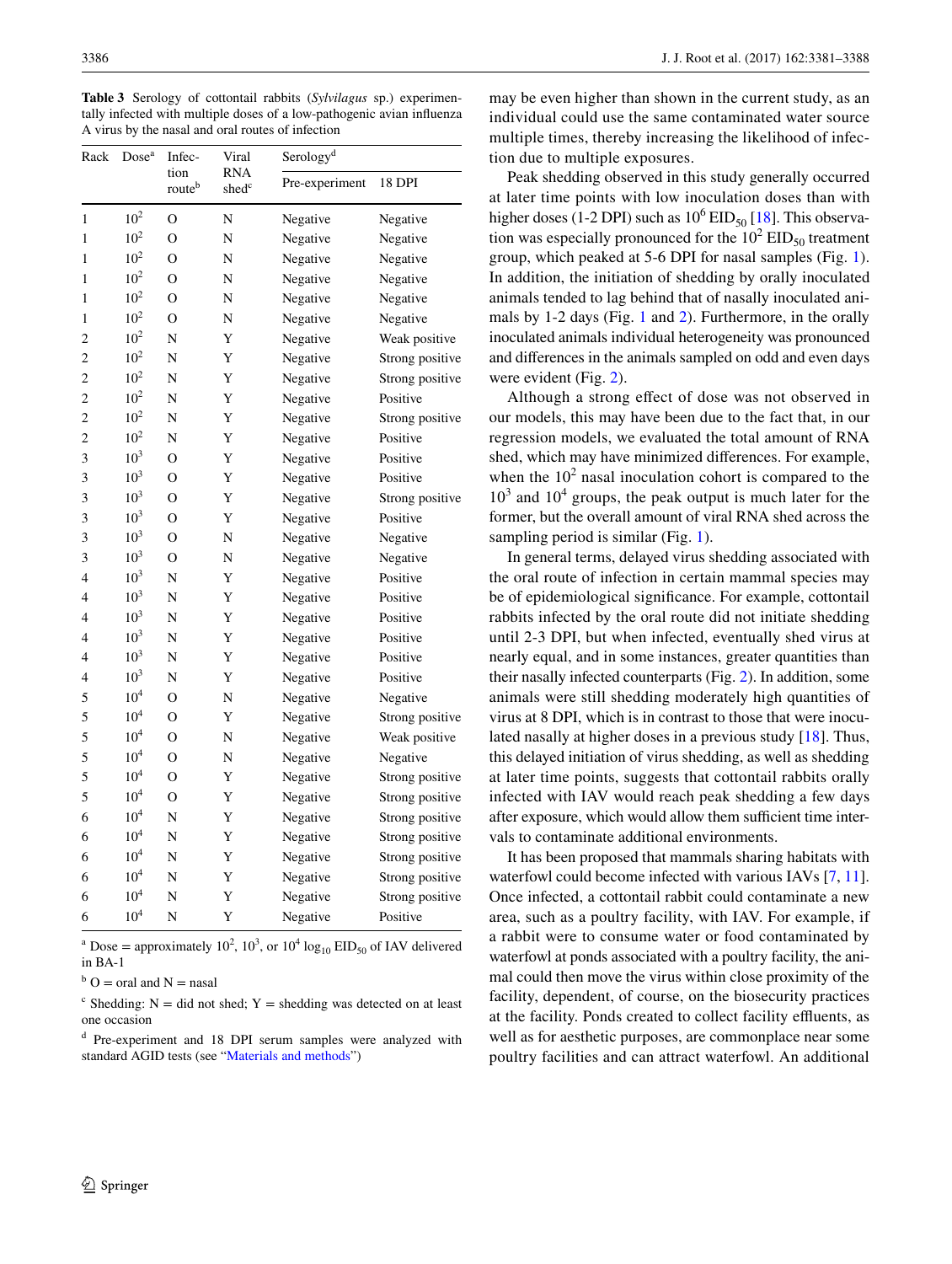**Table 3** Serology of cottontail rabbits (*Sylvilagus* sp.) experimentally infected with multiple doses of a low-pathogenic avian influenza A virus by the nasal and oral routes of infection

| Rack | Dose[a] | Infection route[b] | Viral RNA shed[c] | Serology[d] | |
|---|---|---|---|---|---|
| | | | | Pre-experiment | 18 DPI |
| 1 | $10^2$ | O | N | Negative | Negative |
| 1 | $10^2$ | O | N | Negative | Negative |
| 1 | $10^2$ | O | N | Negative | Negative |
| 1 | $10^2$ | O | N | Negative | Negative |
| 1 | $10^2$ | O | N | Negative | Negative |
| 1 | $10^2$ | O | N | Negative | Negative |
| 2 | $10^2$ | N | Y | Negative | Weak positive |
| 2 | $10^2$ | N | Y | Negative | Strong positive |
| 2 | $10^2$ | N | Y | Negative | Strong positive |
| 2 | $10^2$ | N | Y | Negative | Positive |
| 2 | $10^2$ | N | Y | Negative | Strong positive |
| 2 | $10^2$ | N | Y | Negative | Positive |
| 3 | $10^3$ | O | Y | Negative | Positive |
| 3 | $10^3$ | O | Y | Negative | Positive |
| 3 | $10^3$ | O | Y | Negative | Strong positive |
| 3 | $10^3$ | O | Y | Negative | Positive |
| 3 | $10^3$ | O | N | Negative | Negative |
| 3 | $10^3$ | O | N | Negative | Negative |
| 4 | $10^3$ | N | Y | Negative | Positive |
| 4 | $10^3$ | N | Y | Negative | Positive |
| 4 | $10^3$ | N | Y | Negative | Positive |
| 4 | $10^3$ | N | Y | Negative | Positive |
| 4 | $10^3$ | N | Y | Negative | Positive |
| 4 | $10^3$ | N | Y | Negative | Positive |
| 5 | $10^4$ | O | N | Negative | Negative |
| 5 | $10^4$ | O | Y | Negative | Strong positive |
| 5 | $10^4$ | O | N | Negative | Weak positive |
| 5 | $10^4$ | O | N | Negative | Negative |
| 5 | $10^4$ | O | Y | Negative | Strong positive |
| 5 | $10^4$ | O | Y | Negative | Strong positive |
| 6 | $10^4$ | N | Y | Negative | Strong positive |
| 6 | $10^4$ | N | Y | Negative | Strong positive |
| 6 | $10^4$ | N | Y | Negative | Strong positive |
| 6 | $10^4$ | N | Y | Negative | Strong positive |
| 6 | $10^4$ | N | Y | Negative | Strong positive |
| 6 | $10^4$ | N | Y | Negative | Positive |

[a] Dose = approximately $10^2$, $10^3$, or $10^4$ $\log_{10}$ $EID_{50}$ of IAV delivered in BA-1

[b] O = oral and N = nasal

[c] Shedding: N = did not shed; Y = shedding was detected on at least one occasion

[d] Pre-experiment and 18 DPI serum samples were analyzed with standard AGID tests (see "Materials and methods")

may be even higher than shown in the current study, as an individual could use the same contaminated water source multiple times, thereby increasing the likelihood of infection due to multiple exposures.

Peak shedding observed in this study generally occurred at later time points with low inoculation doses than with higher doses (1-2 DPI) such as $10^6$ $EID_{50}$ [18]. This observation was especially pronounced for the $10^2$ $EID_{50}$ treatment group, which peaked at 5-6 DPI for nasal samples (Fig. 1). In addition, the initiation of shedding by orally inoculated animals tended to lag behind that of nasally inoculated animals by 1-2 days (Fig. 1 and 2). Furthermore, in the orally inoculated animals individual heterogeneity was pronounced and differences in the animals sampled on odd and even days were evident (Fig. 2).

Although a strong effect of dose was not observed in our models, this may have been due to the fact that, in our regression models, we evaluated the total amount of RNA shed, which may have minimized differences. For example, when the $10^2$ nasal inoculation cohort is compared to the $10^3$ and $10^4$ groups, the peak output is much later for the former, but the overall amount of viral RNA shed across the sampling period is similar (Fig. 1).

In general terms, delayed virus shedding associated with the oral route of infection in certain mammal species may be of epidemiological significance. For example, cottontail rabbits infected by the oral route did not initiate shedding until 2-3 DPI, but when infected, eventually shed virus at nearly equal, and in some instances, greater quantities than their nasally infected counterparts (Fig. 2). In addition, some animals were still shedding moderately high quantities of virus at 8 DPI, which is in contrast to those that were inoculated nasally at higher doses in a previous study [18]. Thus, this delayed initiation of virus shedding, as well as shedding at later time points, suggests that cottontail rabbits orally infected with IAV would reach peak shedding a few days after exposure, which would allow them sufficient time intervals to contaminate additional environments.

It has been proposed that mammals sharing habitats with waterfowl could become infected with various IAVs [7, 11]. Once infected, a cottontail rabbit could contaminate a new area, such as a poultry facility, with IAV. For example, if a rabbit were to consume water or food contaminated by waterfowl at ponds associated with a poultry facility, the animal could then move the virus within close proximity of the facility, dependent, of course, on the biosecurity practices at the facility. Ponds created to collect facility effluents, as well as for aesthetic purposes, are commonplace near some poultry facilities and can attract waterfowl. An additional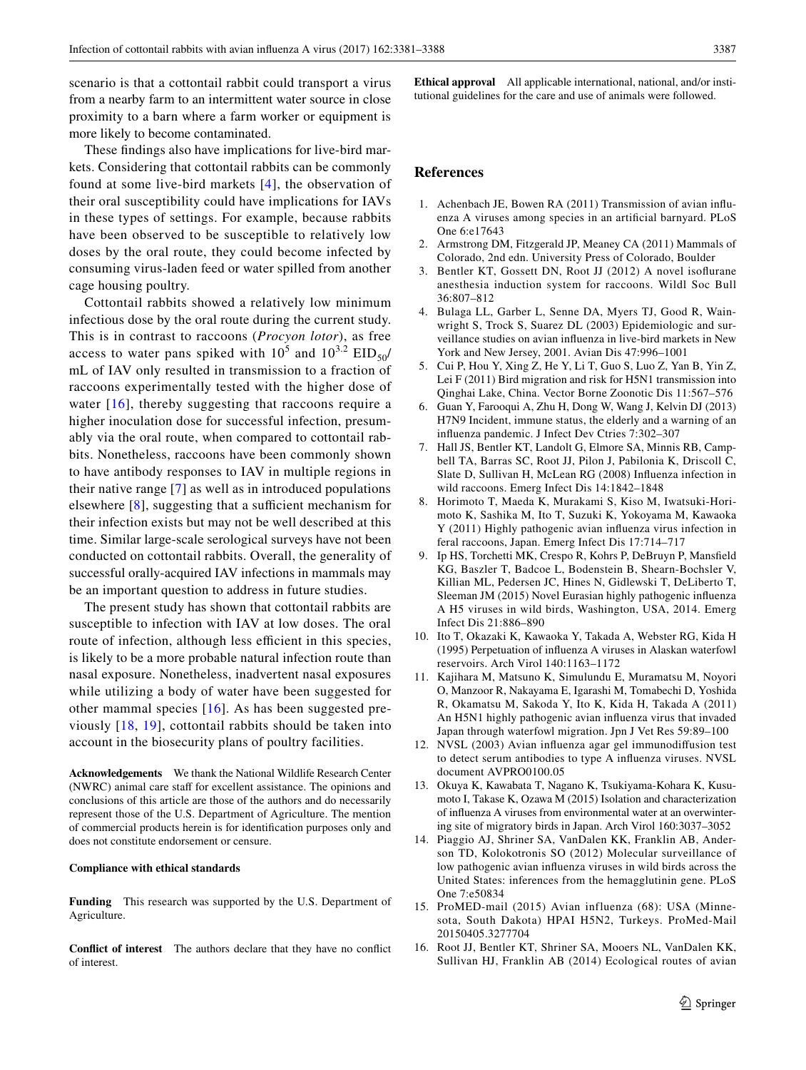scenario is that a cottontail rabbit could transport a virus from a nearby farm to an intermittent water source in close proximity to a barn where a farm worker or equipment is more likely to become contaminated.

These findings also have implications for live-bird markets. Considering that cottontail rabbits can be commonly found at some live-bird markets [4], the observation of their oral susceptibility could have implications for IAVs in these types of settings. For example, because rabbits have been observed to be susceptible to relatively low doses by the oral route, they could become infected by consuming virus-laden feed or water spilled from another cage housing poultry.

Cottontail rabbits showed a relatively low minimum infectious dose by the oral route during the current study. This is in contrast to raccoons (*Procyon lotor*), as free access to water pans spiked with $10^5$ and $10^{3.2}$ $EID_{50}$/mL of IAV only resulted in transmission to a fraction of raccoons experimentally tested with the higher dose of water [16], thereby suggesting that raccoons require a higher inoculation dose for successful infection, presumably via the oral route, when compared to cottontail rabbits. Nonetheless, raccoons have been commonly shown to have antibody responses to IAV in multiple regions in their native range [7] as well as in introduced populations elsewhere [8], suggesting that a sufficient mechanism for their infection exists but may not be well described at this time. Similar large-scale serological surveys have not been conducted on cottontail rabbits. Overall, the generality of successful orally-acquired IAV infections in mammals may be an important question to address in future studies.

The present study has shown that cottontail rabbits are susceptible to infection with IAV at low doses. The oral route of infection, although less efficient in this species, is likely to be a more probable natural infection route than nasal exposure. Nonetheless, inadvertent nasal exposures while utilizing a body of water have been suggested for other mammal species [16]. As has been suggested previously [18, 19], cottontail rabbits should be taken into account in the biosecurity plans of poultry facilities.

**Acknowledgements** We thank the National Wildlife Research Center (NWRC) animal care staff for excellent assistance. The opinions and conclusions of this article are those of the authors and do necessarily represent those of the U.S. Department of Agriculture. The mention of commercial products herein is for identification purposes only and does not constitute endorsement or censure.

**Compliance with ethical standards**

**Funding** This research was supported by the U.S. Department of Agriculture.

**Conflict of interest** The authors declare that they have no conflict of interest.

**Ethical approval** All applicable international, national, and/or institutional guidelines for the care and use of animals were followed.

## References

1. Achenbach JE, Bowen RA (2011) Transmission of avian influenza A viruses among species in an artificial barnyard. PLoS One 6:e17643
2. Armstrong DM, Fitzgerald JP, Meaney CA (2011) Mammals of Colorado, 2nd edn. University Press of Colorado, Boulder
3. Bentler KT, Gossett DN, Root JJ (2012) A novel isoflurane anesthesia induction system for raccoons. Wildl Soc Bull 36:807–812
4. Bulaga LL, Garber L, Senne DA, Myers TJ, Good R, Wainwright S, Trock S, Suarez DL (2003) Epidemiologic and surveillance studies on avian influenza in live-bird markets in New York and New Jersey, 2001. Avian Dis 47:996–1001
5. Cui P, Hou Y, Xing Z, He Y, Li T, Guo S, Luo Z, Yan B, Yin Z, Lei F (2011) Bird migration and risk for H5N1 transmission into Qinghai Lake, China. Vector Borne Zoonotic Dis 11:567–576
6. Guan Y, Farooqui A, Zhu H, Dong W, Wang J, Kelvin DJ (2013) H7N9 Incident, immune status, the elderly and a warning of an influenza pandemic. J Infect Dev Ctries 7:302–307
7. Hall JS, Bentler KT, Landolt G, Elmore SA, Minnis RB, Campbell TA, Barras SC, Root JJ, Pilon J, Pabilonia K, Driscoll C, Slate D, Sullivan H, McLean RG (2008) Influenza infection in wild raccoons. Emerg Infect Dis 14:1842–1848
8. Horimoto T, Maeda K, Murakami S, Kiso M, Iwatsuki-Horimoto K, Sashika M, Ito T, Suzuki K, Yokoyama M, Kawaoka Y (2011) Highly pathogenic avian influenza virus infection in feral raccoons, Japan. Emerg Infect Dis 17:714–717
9. Ip HS, Torchetti MK, Crespo R, Kohrs P, DeBruyn P, Mansfield KG, Baszler T, Badcoe L, Bodenstein B, Shearn-Bochsler V, Killian ML, Pedersen JC, Hines N, Gidlewski T, DeLiberto T, Sleeman JM (2015) Novel Eurasian highly pathogenic influenza A H5 viruses in wild birds, Washington, USA, 2014. Emerg Infect Dis 21:886–890
10. Ito T, Okazaki K, Kawaoka Y, Takada A, Webster RG, Kida H (1995) Perpetuation of influenza A viruses in Alaskan waterfowl reservoirs. Arch Virol 140:1163–1172
11. Kajihara M, Matsuno K, Simulundu E, Muramatsu M, Noyori O, Manzoor R, Nakayama E, Igarashi M, Tomabechi D, Yoshida R, Okamatsu M, Sakoda Y, Ito K, Kida H, Takada A (2011) An H5N1 highly pathogenic avian influenza virus that invaded Japan through waterfowl migration. Jpn J Vet Res 59:89–100
12. NVSL (2003) Avian influenza agar gel immunodiffusion test to detect serum antibodies to type A influenza viruses. NVSL document AVPRO0100.05
13. Okuya K, Kawabata T, Nagano K, Tsukiyama-Kohara K, Kusumoto I, Takase K, Ozawa M (2015) Isolation and characterization of influenza A viruses from environmental water at an overwintering site of migratory birds in Japan. Arch Virol 160:3037–3052
14. Piaggio AJ, Shriner SA, VanDalen KK, Franklin AB, Anderson TD, Kolokotronis SO (2012) Molecular surveillance of low pathogenic avian influenza viruses in wild birds across the United States: inferences from the hemagglutinin gene. PLoS One 7:e50834
15. ProMED-mail (2015) Avian influenza (68): USA (Minnesota, South Dakota) HPAI H5N2, Turkeys. ProMed-Mail 20150405.3277704
16. Root JJ, Bentler KT, Shriner SA, Mooers NL, VanDalen KK, Sullivan HJ, Franklin AB (2014) Ecological routes of avian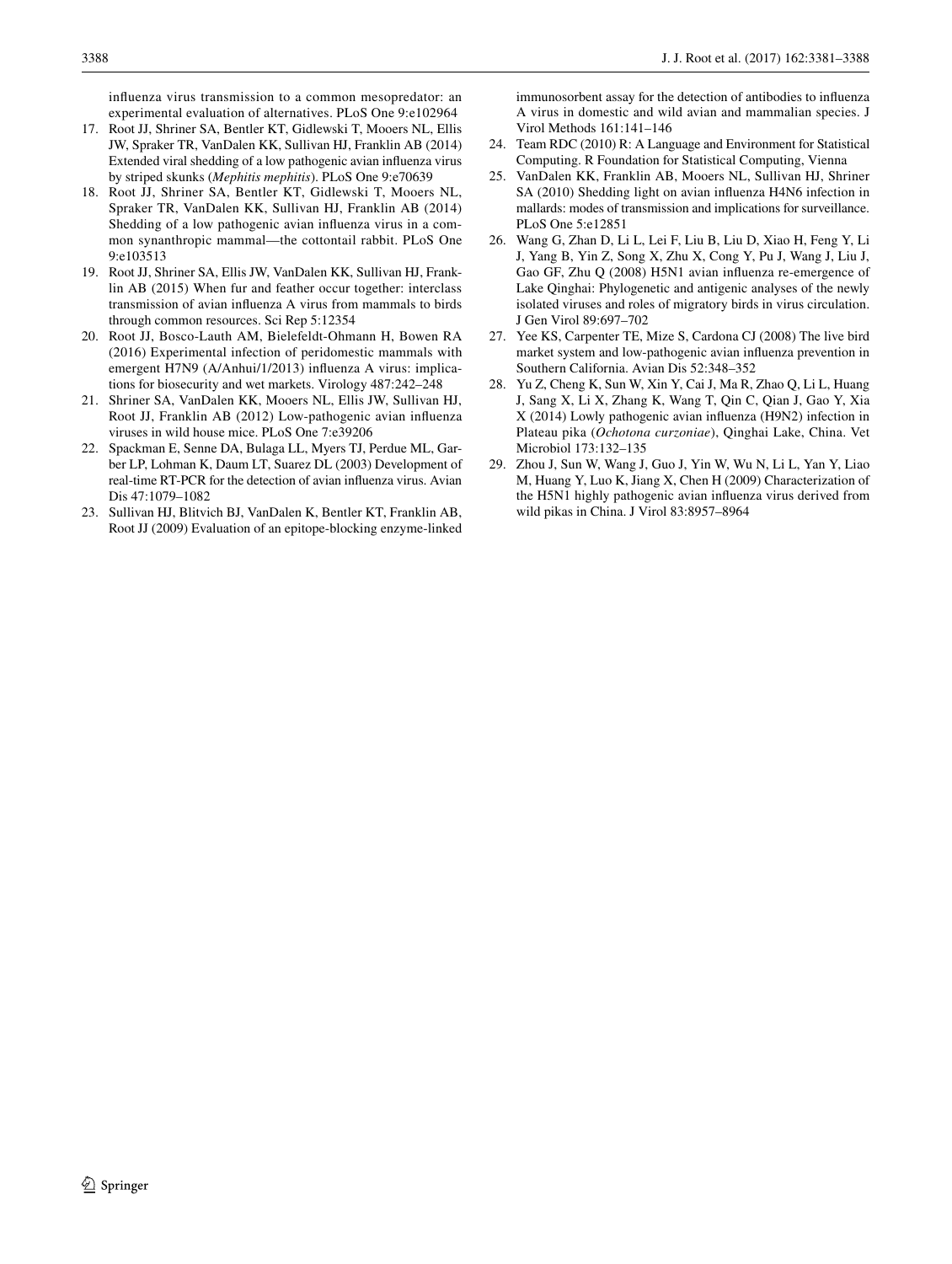influenza virus transmission to a common mesopredator: an experimental evaluation of alternatives. PLoS One 9:e102964

17. Root JJ, Shriner SA, Bentler KT, Gidlewski T, Mooers NL, Ellis JW, Spraker TR, VanDalen KK, Sullivan HJ, Franklin AB (2014) Extended viral shedding of a low pathogenic avian influenza virus by striped skunks (*Mephitis mephitis*). PLoS One 9:e70639
18. Root JJ, Shriner SA, Bentler KT, Gidlewski T, Mooers NL, Spraker TR, VanDalen KK, Sullivan HJ, Franklin AB (2014) Shedding of a low pathogenic avian influenza virus in a common synanthropic mammal—the cottontail rabbit. PLoS One 9:e103513
19. Root JJ, Shriner SA, Ellis JW, VanDalen KK, Sullivan HJ, Franklin AB (2015) When fur and feather occur together: interclass transmission of avian influenza A virus from mammals to birds through common resources. Sci Rep 5:12354
20. Root JJ, Bosco-Lauth AM, Bielefeldt-Ohmann H, Bowen RA (2016) Experimental infection of peridomestic mammals with emergent H7N9 (A/Anhui/1/2013) influenza A virus: implications for biosecurity and wet markets. Virology 487:242–248
21. Shriner SA, VanDalen KK, Mooers NL, Ellis JW, Sullivan HJ, Root JJ, Franklin AB (2012) Low-pathogenic avian influenza viruses in wild house mice. PLoS One 7:e39206
22. Spackman E, Senne DA, Bulaga LL, Myers TJ, Perdue ML, Garber LP, Lohman K, Daum LT, Suarez DL (2003) Development of real-time RT-PCR for the detection of avian influenza virus. Avian Dis 47:1079–1082
23. Sullivan HJ, Blitvich BJ, VanDalen K, Bentler KT, Franklin AB, Root JJ (2009) Evaluation of an epitope-blocking enzyme-linked immunosorbent assay for the detection of antibodies to influenza A virus in domestic and wild avian and mammalian species. J Virol Methods 161:141–146
24. Team RDC (2010) R: A Language and Environment for Statistical Computing. R Foundation for Statistical Computing, Vienna
25. VanDalen KK, Franklin AB, Mooers NL, Sullivan HJ, Shriner SA (2010) Shedding light on avian influenza H4N6 infection in mallards: modes of transmission and implications for surveillance. PLoS One 5:e12851
26. Wang G, Zhan D, Li L, Lei F, Liu B, Liu D, Xiao H, Feng Y, Li J, Yang B, Yin Z, Song X, Zhu X, Cong Y, Pu J, Wang J, Liu J, Gao GF, Zhu Q (2008) H5N1 avian influenza re-emergence of Lake Qinghai: Phylogenetic and antigenic analyses of the newly isolated viruses and roles of migratory birds in virus circulation. J Gen Virol 89:697–702
27. Yee KS, Carpenter TE, Mize S, Cardona CJ (2008) The live bird market system and low-pathogenic avian influenza prevention in Southern California. Avian Dis 52:348–352
28. Yu Z, Cheng K, Sun W, Xin Y, Cai J, Ma R, Zhao Q, Li L, Huang J, Sang X, Li X, Zhang K, Wang T, Qin C, Qian J, Gao Y, Xia X (2014) Lowly pathogenic avian influenza (H9N2) infection in Plateau pika (*Ochotona curzoniae*), Qinghai Lake, China. Vet Microbiol 173:132–135
29. Zhou J, Sun W, Wang J, Guo J, Yin W, Wu N, Li L, Yan Y, Liao M, Huang Y, Luo K, Jiang X, Chen H (2009) Characterization of the H5N1 highly pathogenic avian influenza virus derived from wild pikas in China. J Virol 83:8957–8964